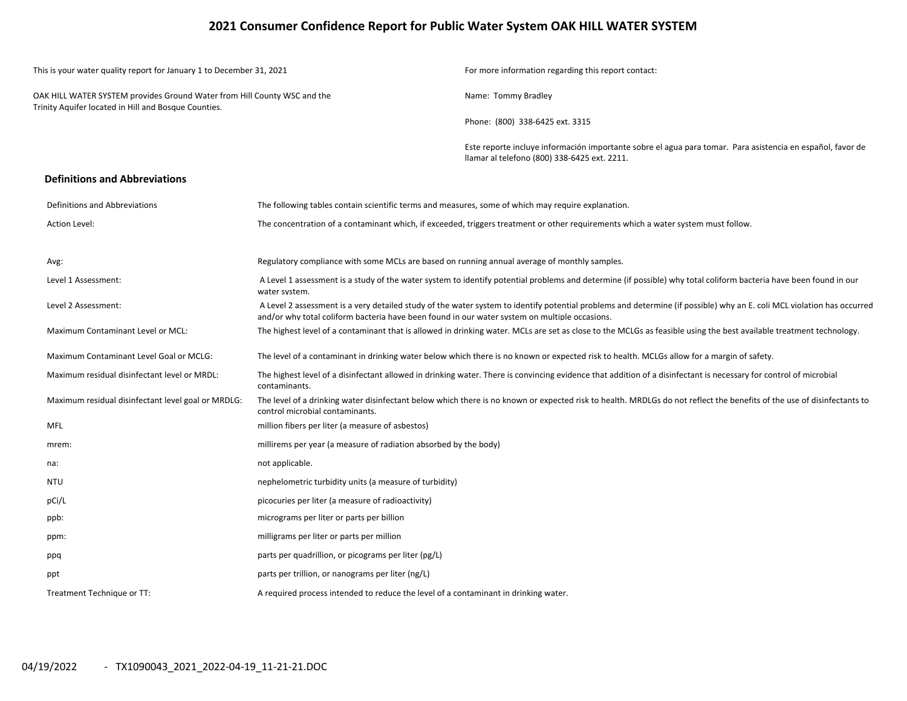# 2021 Consumer Confidence Report for Public Water System OAK HILL WATER SYSTEM

This is your water quality report for January 1 to December 31, 2021

OAK HILL WATER SYSTEM provides Ground Water from Hill County WSC and the Trinity Aquifer located in Hill and Bosque Counties.

For more information regarding this report contact:

Name: Tommy Bradley

Phone: (800) 338-6425 ext. 3315

Este reporte incluye información importante sobre el agua para tomar. Para asistencia en español, favor de llamar al telefono (800) 338-6425 ext. 2211.

## Definitions and Abbreviations

| Definitions and Abbreviations | The following tables contain scientific terms and measures, some of which may require explanation. |
|---|---|
| Action Level: | The concentration of a contaminant which, if exceeded, triggers treatment or other requirements which a water system must follow. |
| Avg: | Regulatory compliance with some MCLs are based on running annual average of monthly samples. |
| Level 1 Assessment: | A Level 1 assessment is a study of the water system to identify potential problems and determine (if possible) why total coliform bacteria have been found in our water system. |
| Level 2 Assessment: | A Level 2 assessment is a very detailed study of the water system to identify potential problems and determine (if possible) why an E. coli MCL violation has occurred and/or why total coliform bacteria have been found in our water system on multiple occasions. |
| Maximum Contaminant Level or MCL: | The highest level of a contaminant that is allowed in drinking water. MCLs are set as close to the MCLGs as feasible using the best available treatment technology. |
| Maximum Contaminant Level Goal or MCLG: | The level of a contaminant in drinking water below which there is no known or expected risk to health. MCLGs allow for a margin of safety. |
| Maximum residual disinfectant level or MRDL: | The highest level of a disinfectant allowed in drinking water. There is convincing evidence that addition of a disinfectant is necessary for control of microbial contaminants. |
| Maximum residual disinfectant level goal or MRDLG: | The level of a drinking water disinfectant below which there is no known or expected risk to health. MRDLGs do not reflect the benefits of the use of disinfectants to control microbial contaminants. |
| MFL | million fibers per liter (a measure of asbestos) |
| mrem: | millirems per year (a measure of radiation absorbed by the body) |
| na: | not applicable. |
| NTU | nephelometric turbidity units (a measure of turbidity) |
| pCi/L | picocuries per liter (a measure of radioactivity) |
| ppb: | micrograms per liter or parts per billion |
| ppm: | milligrams per liter or parts per million |
| ppq | parts per quadrillion, or picograms per liter (pg/L) |
| ppt | parts per trillion, or nanograms per liter (ng/L) |
| Treatment Technique or TT: | A required process intended to reduce the level of a contaminant in drinking water. |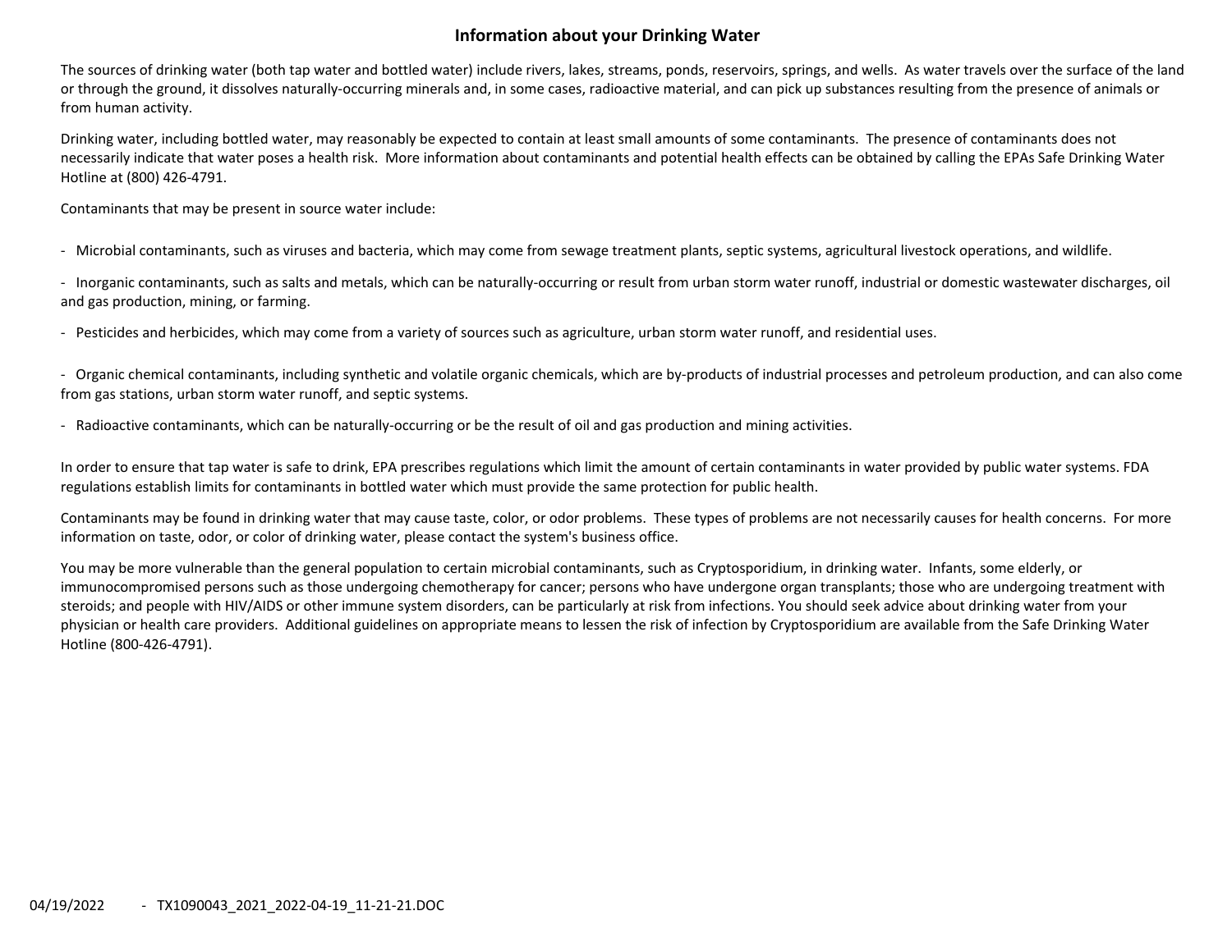## Information about your Drinking Water

The sources of drinking water (both tap water and bottled water) include rivers, lakes, streams, ponds, reservoirs, springs, and wells. As water travels over the surface of the land or through the ground, it dissolves naturally-occurring minerals and, in some cases, radioactive material, and can pick up substances resulting from the presence of animals or from human activity.

Drinking water, including bottled water, may reasonably be expected to contain at least small amounts of some contaminants. The presence of contaminants does not necessarily indicate that water poses a health risk. More information about contaminants and potential health effects can be obtained by calling the EPAs Safe Drinking Water Hotline at (800) 426-4791.

Contaminants that may be present in source water include:

- Microbial contaminants, such as viruses and bacteria, which may come from sewage treatment plants, septic systems, agricultural livestock operations, and wildlife.
- Inorganic contaminants, such as salts and metals, which can be naturally-occurring or result from urban storm water runoff, industrial or domestic wastewater discharges, oil and gas production, mining, or farming.
- Pesticides and herbicides, which may come from a variety of sources such as agriculture, urban storm water runoff, and residential uses.
- Organic chemical contaminants, including synthetic and volatile organic chemicals, which are by-products of industrial processes and petroleum production, and can also come from gas stations, urban storm water runoff, and septic systems.
- Radioactive contaminants, which can be naturally-occurring or be the result of oil and gas production and mining activities.

In order to ensure that tap water is safe to drink, EPA prescribes regulations which limit the amount of certain contaminants in water provided by public water systems. FDA regulations establish limits for contaminants in bottled water which must provide the same protection for public health.

Contaminants may be found in drinking water that may cause taste, color, or odor problems. These types of problems are not necessarily causes for health concerns. For more information on taste, odor, or color of drinking water, please contact the system's business office.

You may be more vulnerable than the general population to certain microbial contaminants, such as Cryptosporidium, in drinking water. Infants, some elderly, or immunocompromised persons such as those undergoing chemotherapy for cancer; persons who have undergone organ transplants; those who are undergoing treatment with steroids; and people with HIV/AIDS or other immune system disorders, can be particularly at risk from infections. You should seek advice about drinking water from your physician or health care providers. Additional guidelines on appropriate means to lessen the risk of infection by Cryptosporidium are available from the Safe Drinking Water Hotline (800-426-4791).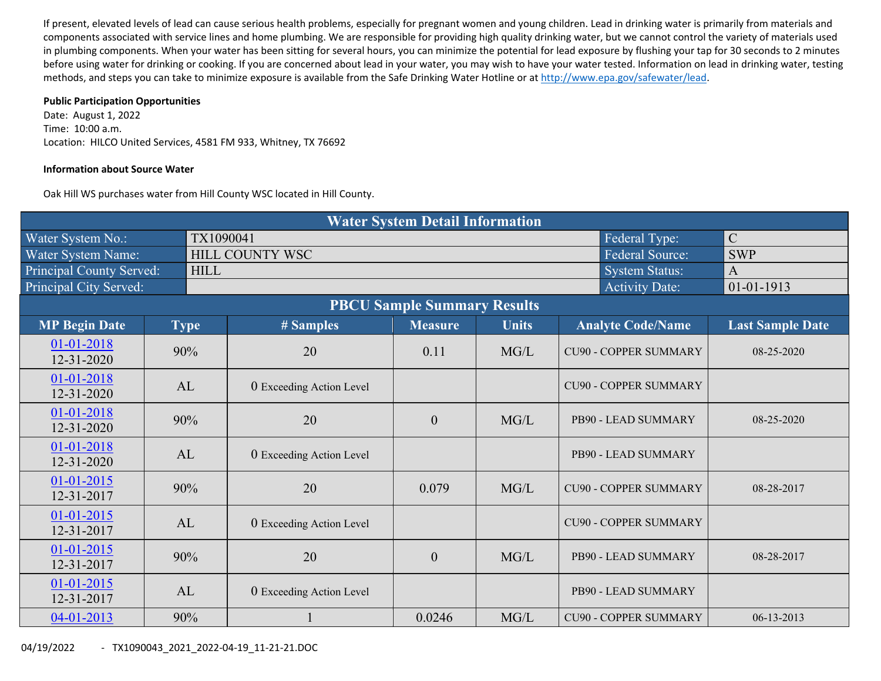If present, elevated levels of lead can cause serious health problems, especially for pregnant women and young children. Lead in drinking water is primarily from materials and components associated with service lines and home plumbing. We are responsible for providing high quality drinking water, but we cannot control the variety of materials used in plumbing components. When your water has been sitting for several hours, you can minimize the potential for lead exposure by flushing your tap for 30 seconds to 2 minutes before using water for drinking or cooking. If you are concerned about lead in your water, you may wish to have your water tested. Information on lead in drinking water, testing methods, and steps you can take to minimize exposure is available from the Safe Drinking Water Hotline or at http://www.epa.gov/safewater/lead.

**Public Participation Opportunities**

Date: August 1, 2022
Time: 10:00 a.m.
Location: HILCO United Services, 4581 FM 933, Whitney, TX 76692

**Information about Source Water**

Oak Hill WS purchases water from Hill County WSC located in Hill County.

| Water System Detail Information | | | |
|---|---|---|---|
| Water System No.: | TX1090041 | Federal Type: | C |
| Water System Name: | HILL COUNTY WSC | Federal Source: | SWP |
| Principal County Served: | HILL | System Status: | A |
| Principal City Served: | | Activity Date: | 01-01-1913 |

**PBCU Sample Summary Results**

| MP Begin Date | Type | # Samples | Measure | Units | Analyte Code/Name | Last Sample Date |
|---|---|---|---|---|---|---|
| 01-01-2018 12-31-2020 | 90% | 20 | 0.11 | MG/L | CU90 - COPPER SUMMARY | 08-25-2020 |
| 01-01-2018 12-31-2020 | AL | 0 Exceeding Action Level | | | CU90 - COPPER SUMMARY | |
| 01-01-2018 12-31-2020 | 90% | 20 | 0 | MG/L | PB90 - LEAD SUMMARY | 08-25-2020 |
| 01-01-2018 12-31-2020 | AL | 0 Exceeding Action Level | | | PB90 - LEAD SUMMARY | |
| 01-01-2015 12-31-2017 | 90% | 20 | 0.079 | MG/L | CU90 - COPPER SUMMARY | 08-28-2017 |
| 01-01-2015 12-31-2017 | AL | 0 Exceeding Action Level | | | CU90 - COPPER SUMMARY | |
| 01-01-2015 12-31-2017 | 90% | 20 | 0 | MG/L | PB90 - LEAD SUMMARY | 08-28-2017 |
| 01-01-2015 12-31-2017 | AL | 0 Exceeding Action Level | | | PB90 - LEAD SUMMARY | |
| 04-01-2013 | 90% | 1 | 0.0246 | MG/L | CU90 - COPPER SUMMARY | 06-13-2013 |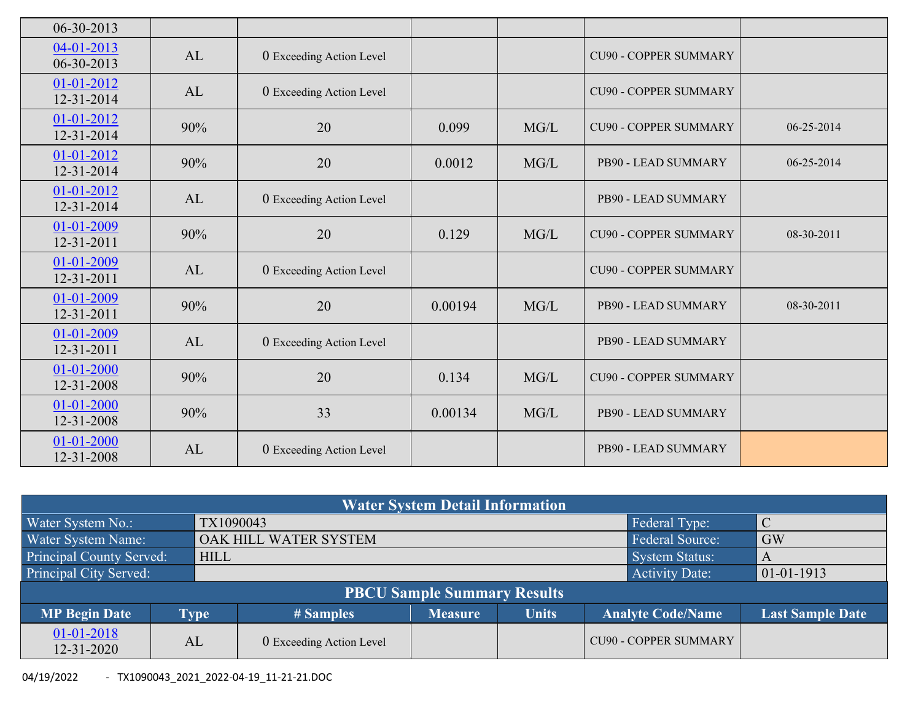| | | | | | | |
|---|---|---|---|---|---|---|
| 06-30-2013 | | | | | | |
| 04-01-2013 06-30-2013 | AL | 0 Exceeding Action Level | | | CU90 - COPPER SUMMARY | |
| 01-01-2012 12-31-2014 | AL | 0 Exceeding Action Level | | | CU90 - COPPER SUMMARY | |
| 01-01-2012 12-31-2014 | 90% | 20 | 0.099 | MG/L | CU90 - COPPER SUMMARY | 06-25-2014 |
| 01-01-2012 12-31-2014 | 90% | 20 | 0.0012 | MG/L | PB90 - LEAD SUMMARY | 06-25-2014 |
| 01-01-2012 12-31-2014 | AL | 0 Exceeding Action Level | | | PB90 - LEAD SUMMARY | |
| 01-01-2009 12-31-2011 | 90% | 20 | 0.129 | MG/L | CU90 - COPPER SUMMARY | 08-30-2011 |
| 01-01-2009 12-31-2011 | AL | 0 Exceeding Action Level | | | CU90 - COPPER SUMMARY | |
| 01-01-2009 12-31-2011 | 90% | 20 | 0.00194 | MG/L | PB90 - LEAD SUMMARY | 08-30-2011 |
| 01-01-2009 12-31-2011 | AL | 0 Exceeding Action Level | | | PB90 - LEAD SUMMARY | |
| 01-01-2000 12-31-2008 | 90% | 20 | 0.134 | MG/L | CU90 - COPPER SUMMARY | |
| 01-01-2000 12-31-2008 | 90% | 33 | 0.00134 | MG/L | PB90 - LEAD SUMMARY | |
| 01-01-2000 12-31-2008 | AL | 0 Exceeding Action Level | | | PB90 - LEAD SUMMARY | |

## Water System Detail Information

| | | | |
|---|---|---|---|
| Water System No.: | TX1090043 | Federal Type: | C |
| Water System Name: | OAK HILL WATER SYSTEM | Federal Source: | GW |
| Principal County Served: | HILL | System Status: | A |
| Principal City Served: | | Activity Date: | 01-01-1913 |

## PBCU Sample Summary Results

| MP Begin Date | Type | # Samples | Measure | Units | Analyte Code/Name | Last Sample Date |
|---|---|---|---|---|---|---|
| 01-01-2018 12-31-2020 | AL | 0 Exceeding Action Level | | | CU90 - COPPER SUMMARY | |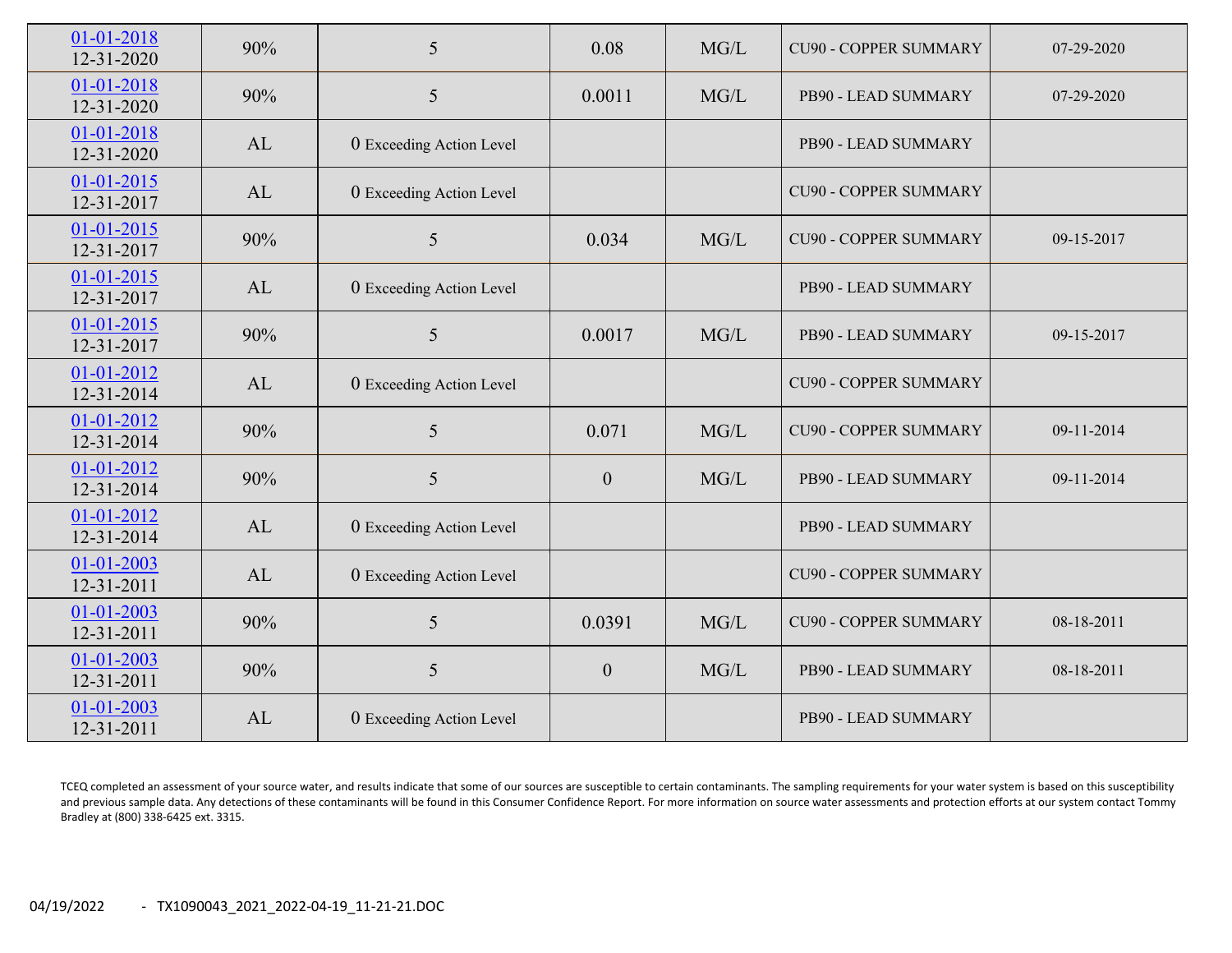| | | | | | | |
|---|---|---|---|---|---|---|
| 01-01-2018 12-31-2020 | 90% | 5 | 0.08 | MG/L | CU90 - COPPER SUMMARY | 07-29-2020 |
| 01-01-2018 12-31-2020 | 90% | 5 | 0.0011 | MG/L | PB90 - LEAD SUMMARY | 07-29-2020 |
| 01-01-2018 12-31-2020 | AL | 0 Exceeding Action Level | | | PB90 - LEAD SUMMARY | |
| 01-01-2015 12-31-2017 | AL | 0 Exceeding Action Level | | | CU90 - COPPER SUMMARY | |
| 01-01-2015 12-31-2017 | 90% | 5 | 0.034 | MG/L | CU90 - COPPER SUMMARY | 09-15-2017 |
| 01-01-2015 12-31-2017 | AL | 0 Exceeding Action Level | | | PB90 - LEAD SUMMARY | |
| 01-01-2015 12-31-2017 | 90% | 5 | 0.0017 | MG/L | PB90 - LEAD SUMMARY | 09-15-2017 |
| 01-01-2012 12-31-2014 | AL | 0 Exceeding Action Level | | | CU90 - COPPER SUMMARY | |
| 01-01-2012 12-31-2014 | 90% | 5 | 0.071 | MG/L | CU90 - COPPER SUMMARY | 09-11-2014 |
| 01-01-2012 12-31-2014 | 90% | 5 | 0 | MG/L | PB90 - LEAD SUMMARY | 09-11-2014 |
| 01-01-2012 12-31-2014 | AL | 0 Exceeding Action Level | | | PB90 - LEAD SUMMARY | |
| 01-01-2003 12-31-2011 | AL | 0 Exceeding Action Level | | | CU90 - COPPER SUMMARY | |
| 01-01-2003 12-31-2011 | 90% | 5 | 0.0391 | MG/L | CU90 - COPPER SUMMARY | 08-18-2011 |
| 01-01-2003 12-31-2011 | 90% | 5 | 0 | MG/L | PB90 - LEAD SUMMARY | 08-18-2011 |
| 01-01-2003 12-31-2011 | AL | 0 Exceeding Action Level | | | PB90 - LEAD SUMMARY | |

TCEQ completed an assessment of your source water, and results indicate that some of our sources are susceptible to certain contaminants. The sampling requirements for your water system is based on this susceptibility and previous sample data. Any detections of these contaminants will be found in this Consumer Confidence Report. For more information on source water assessments and protection efforts at our system contact Tommy Bradley at (800) 338-6425 ext. 3315.

04/19/2022 - TX1090043_2021_2022-04-19_11-21-21.DOC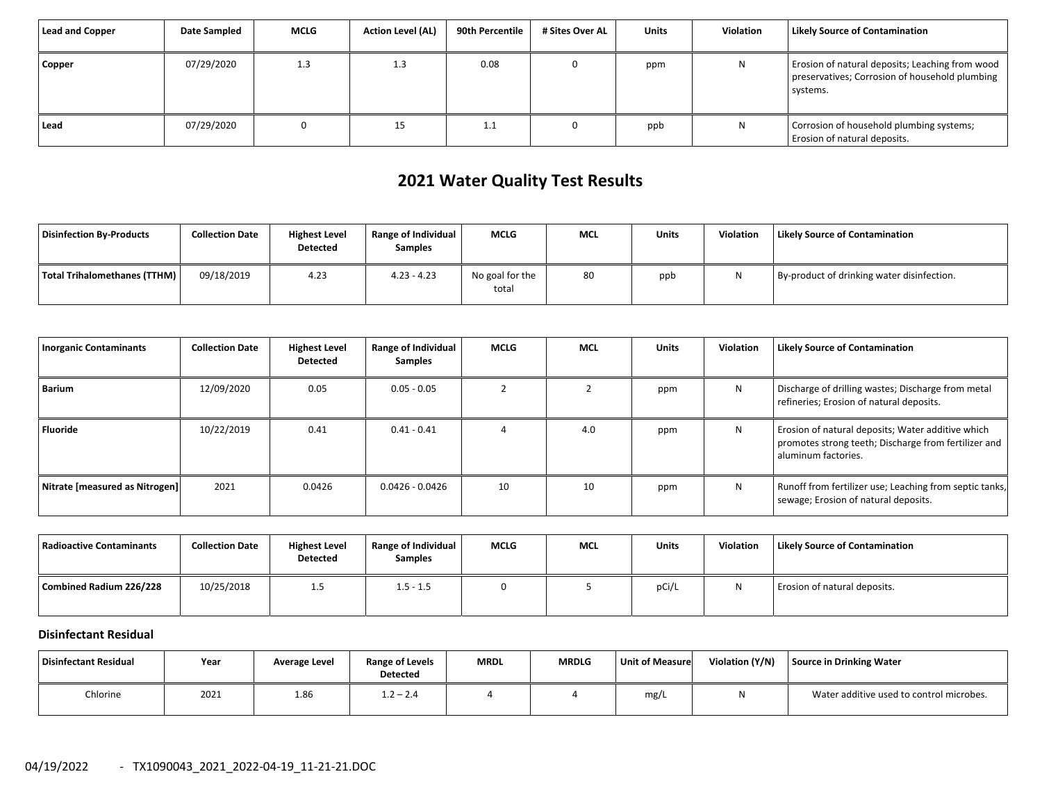| Lead and Copper | Date Sampled | MCLG | Action Level (AL) | 90th Percentile | # Sites Over AL | Units | Violation | Likely Source of Contamination |
| --- | --- | --- | --- | --- | --- | --- | --- | --- |
| **Copper** | 07/29/2020 | 1.3 | 1.3 | 0.08 | 0 | ppm | N | Erosion of natural deposits; Leaching from wood preservatives; Corrosion of household plumbing systems. |
| **Lead** | 07/29/2020 | 0 | 15 | 1.1 | 0 | ppb | N | Corrosion of household plumbing systems; Erosion of natural deposits. |

## 2021 Water Quality Test Results

| Disinfection By-Products | Collection Date | Highest Level Detected | Range of Individual Samples | MCLG | MCL | Units | Violation | Likely Source of Contamination |
| --- | --- | --- | --- | --- | --- | --- | --- | --- |
| **Total Trihalomethanes (TTHM)** | 09/18/2019 | 4.23 | 4.23 - 4.23 | No goal for the total | 80 | ppb | N | By-product of drinking water disinfection. |

| Inorganic Contaminants | Collection Date | Highest Level Detected | Range of Individual Samples | MCLG | MCL | Units | Violation | Likely Source of Contamination |
| --- | --- | --- | --- | --- | --- | --- | --- | --- |
| **Barium** | 12/09/2020 | 0.05 | 0.05 - 0.05 | 2 | 2 | ppm | N | Discharge of drilling wastes; Discharge from metal refineries; Erosion of natural deposits. |
| **Fluoride** | 10/22/2019 | 0.41 | 0.41 - 0.41 | 4 | 4.0 | ppm | N | Erosion of natural deposits; Water additive which promotes strong teeth; Discharge from fertilizer and aluminum factories. |
| **Nitrate [measured as Nitrogen]** | 2021 | 0.0426 | 0.0426 - 0.0426 | 10 | 10 | ppm | N | Runoff from fertilizer use; Leaching from septic tanks, sewage; Erosion of natural deposits. |

| Radioactive Contaminants | Collection Date | Highest Level Detected | Range of Individual Samples | MCLG | MCL | Units | Violation | Likely Source of Contamination |
| --- | --- | --- | --- | --- | --- | --- | --- | --- |
| **Combined Radium 226/228** | 10/25/2018 | 1.5 | 1.5 - 1.5 | 0 | 5 | pCi/L | N | Erosion of natural deposits. |

### Disinfectant Residual

| Disinfectant Residual | Year | Average Level | Range of Levels Detected | MRDL | MRDLG | Unit of Measure | Violation (Y/N) | Source in Drinking Water |
| --- | --- | --- | --- | --- | --- | --- | --- | --- |
| Chlorine | 2021 | 1.86 | 1.2 – 2.4 | 4 | 4 | mg/L | N | Water additive used to control microbes. |